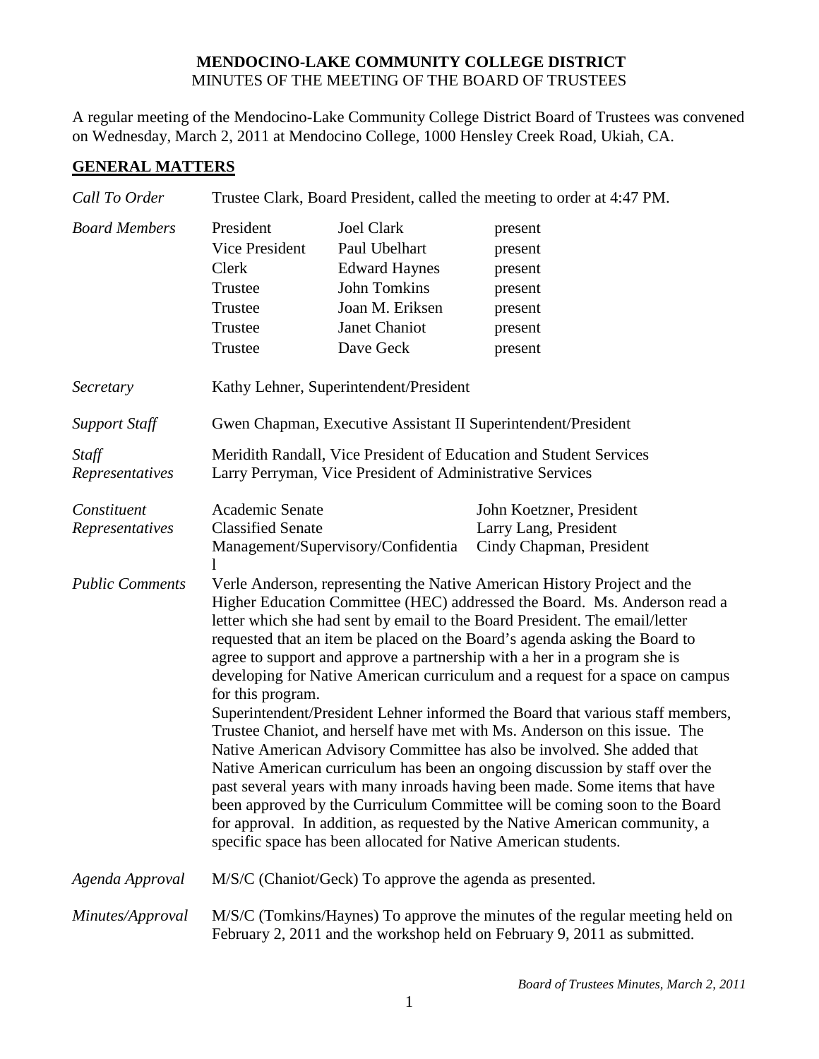# MENDOCINO-LAKE COMMUNITY COLLEGE DISTRICT
MINUTES OF THE MEETING OF THE BOARD OF TRUSTEES

A regular meeting of the Mendocino-Lake Community College District Board of Trustees was convened on Wednesday, March 2, 2011 at Mendocino College, 1000 Hensley Creek Road, Ukiah, CA.

## GENERAL MATTERS

*Call To Order* — Trustee Clark, Board President, called the meeting to order at 4:47 PM.

*Board Members*

| | | |
|---|---|---|
| President | Joel Clark | present |
| Vice President | Paul Ubelhart | present |
| Clerk | Edward Haynes | present |
| Trustee | John Tomkins | present |
| Trustee | Joan M. Eriksen | present |
| Trustee | Janet Chaniot | present |
| Trustee | Dave Geck | present |

*Secretary* — Kathy Lehner, Superintendent/President

*Support Staff* — Gwen Chapman, Executive Assistant II Superintendent/President

*Staff Representatives* — Meridith Randall, Vice President of Education and Student Services; Larry Perryman, Vice President of Administrative Services

*Constituent Representatives*

| | |
|---|---|
| Academic Senate | John Koetzner, President |
| Classified Senate | Larry Lang, President |
| Management/Supervisory/Confidential | Cindy Chapman, President |

*Public Comments* — Verle Anderson, representing the Native American History Project and the Higher Education Committee (HEC) addressed the Board. Ms. Anderson read a letter which she had sent by email to the Board President. The email/letter requested that an item be placed on the Board's agenda asking the Board to agree to support and approve a partnership with a her in a program she is developing for Native American curriculum and a request for a space on campus for this program.

Superintendent/President Lehner informed the Board that various staff members, Trustee Chaniot, and herself have met with Ms. Anderson on this issue. The Native American Advisory Committee has also be involved. She added that Native American curriculum has been an ongoing discussion by staff over the past several years with many inroads having been made. Some items that have been approved by the Curriculum Committee will be coming soon to the Board for approval. In addition, as requested by the Native American community, a specific space has been allocated for Native American students.

*Agenda Approval* — M/S/C (Chaniot/Geck) To approve the agenda as presented.

*Minutes/Approval* — M/S/C (Tomkins/Haynes) To approve the minutes of the regular meeting held on February 2, 2011 and the workshop held on February 9, 2011 as submitted.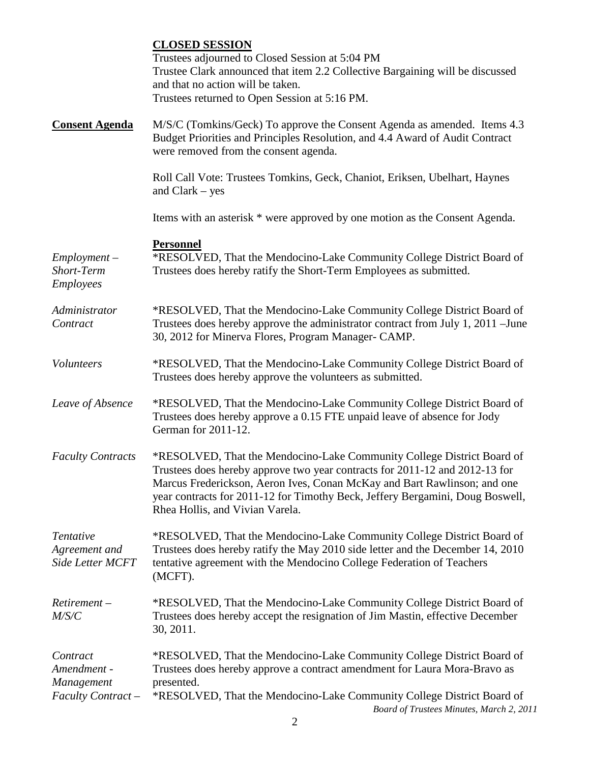**CLOSED SESSION**

Trustees adjourned to Closed Session at 5:04 PM
Trustee Clark announced that item 2.2 Collective Bargaining will be discussed and that no action will be taken.
Trustees returned to Open Session at 5:16 PM.

**Consent Agenda**

M/S/C (Tomkins/Geck) To approve the Consent Agenda as amended. Items 4.3 Budget Priorities and Principles Resolution, and 4.4 Award of Audit Contract were removed from the consent agenda.

Roll Call Vote: Trustees Tomkins, Geck, Chaniot, Eriksen, Ubelhart, Haynes and Clark – yes

Items with an asterisk * were approved by one motion as the Consent Agenda.

**Personnel**

*Employment – Short-Term Employees*

*RESOLVED, That the Mendocino-Lake Community College District Board of Trustees does hereby ratify the Short-Term Employees as submitted.

*Administrator Contract*

*RESOLVED, That the Mendocino-Lake Community College District Board of Trustees does hereby approve the administrator contract from July 1, 2011 –June 30, 2012 for Minerva Flores, Program Manager- CAMP.

*Volunteers*

*RESOLVED, That the Mendocino-Lake Community College District Board of Trustees does hereby approve the volunteers as submitted.

*Leave of Absence*

*RESOLVED, That the Mendocino-Lake Community College District Board of Trustees does hereby approve a 0.15 FTE unpaid leave of absence for Jody German for 2011-12.

*Faculty Contracts*

*RESOLVED, That the Mendocino-Lake Community College District Board of Trustees does hereby approve two year contracts for 2011-12 and 2012-13 for Marcus Frederickson, Aeron Ives, Conan McKay and Bart Rawlinson; and one year contracts for 2011-12 for Timothy Beck, Jeffery Bergamini, Doug Boswell, Rhea Hollis, and Vivian Varela.

*Tentative Agreement and Side Letter MCFT*

*RESOLVED, That the Mendocino-Lake Community College District Board of Trustees does hereby ratify the May 2010 side letter and the December 14, 2010 tentative agreement with the Mendocino College Federation of Teachers (MCFT).

*Retirement – M/S/C*

*RESOLVED, That the Mendocino-Lake Community College District Board of Trustees does hereby accept the resignation of Jim Mastin, effective December 30, 2011.

*Contract Amendment - Management*

*RESOLVED, That the Mendocino-Lake Community College District Board of Trustees does hereby approve a contract amendment for Laura Mora-Bravo as presented.

*Faculty Contract –*

*RESOLVED, That the Mendocino-Lake Community College District Board of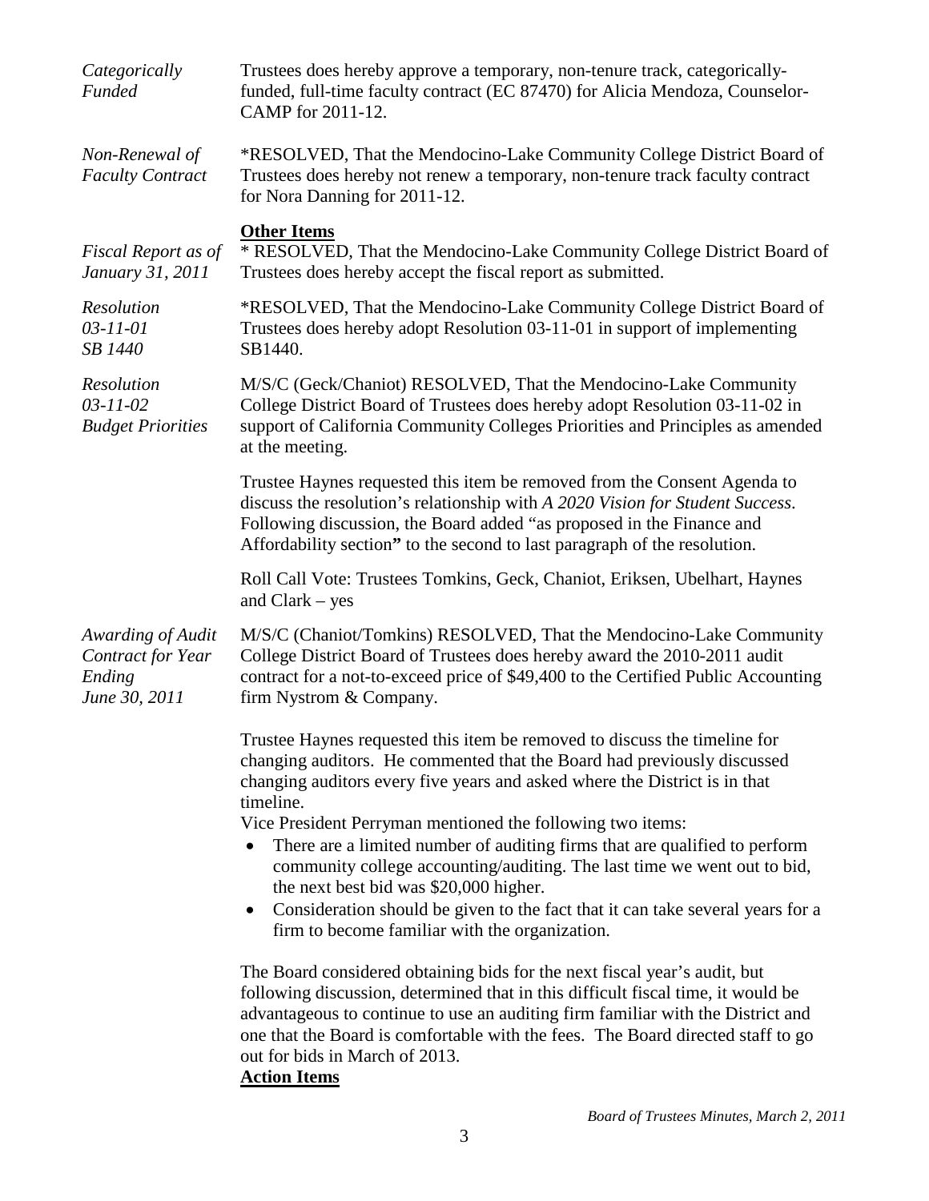*Categorically Funded*

Trustees does hereby approve a temporary, non-tenure track, categorically-funded, full-time faculty contract (EC 87470) for Alicia Mendoza, Counselor-CAMP for 2011-12.

*Non-Renewal of Faculty Contract*

*RESOLVED, That the Mendocino-Lake Community College District Board of Trustees does hereby not renew a temporary, non-tenure track faculty contract for Nora Danning for 2011-12.

**Other Items**

*Fiscal Report as of January 31, 2011*

* RESOLVED, That the Mendocino-Lake Community College District Board of Trustees does hereby accept the fiscal report as submitted.

*Resolution 03-11-01 SB 1440*

*RESOLVED, That the Mendocino-Lake Community College District Board of Trustees does hereby adopt Resolution 03-11-01 in support of implementing SB1440.

*Resolution 03-11-02 Budget Priorities*

M/S/C (Geck/Chaniot) RESOLVED, That the Mendocino-Lake Community College District Board of Trustees does hereby adopt Resolution 03-11-02 in support of California Community Colleges Priorities and Principles as amended at the meeting.

Trustee Haynes requested this item be removed from the Consent Agenda to discuss the resolution's relationship with *A 2020 Vision for Student Success*. Following discussion, the Board added "as proposed in the Finance and Affordability section**"** to the second to last paragraph of the resolution.

Roll Call Vote: Trustees Tomkins, Geck, Chaniot, Eriksen, Ubelhart, Haynes and Clark – yes

*Awarding of Audit Contract for Year Ending June 30, 2011*

M/S/C (Chaniot/Tomkins) RESOLVED, That the Mendocino-Lake Community College District Board of Trustees does hereby award the 2010-2011 audit contract for a not-to-exceed price of $49,400 to the Certified Public Accounting firm Nystrom & Company.

Trustee Haynes requested this item be removed to discuss the timeline for changing auditors. He commented that the Board had previously discussed changing auditors every five years and asked where the District is in that timeline.

Vice President Perryman mentioned the following two items:

- There are a limited number of auditing firms that are qualified to perform community college accounting/auditing. The last time we went out to bid, the next best bid was $20,000 higher.
- Consideration should be given to the fact that it can take several years for a firm to become familiar with the organization.

The Board considered obtaining bids for the next fiscal year's audit, but following discussion, determined that in this difficult fiscal time, it would be advantageous to continue to use an auditing firm familiar with the District and one that the Board is comfortable with the fees. The Board directed staff to go out for bids in March of 2013.

**Action Items**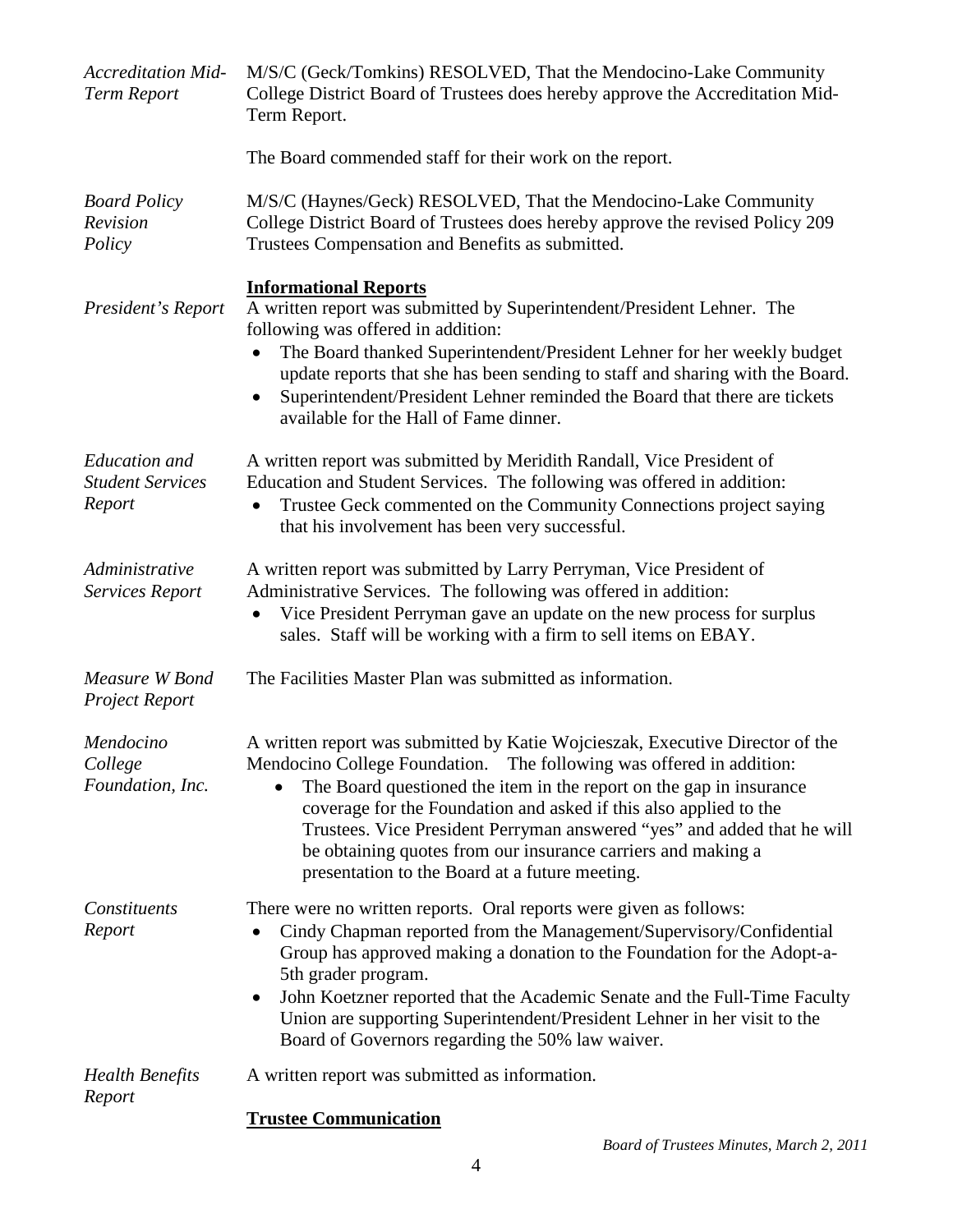*Accreditation Mid-Term Report*

M/S/C (Geck/Tomkins) RESOLVED, That the Mendocino-Lake Community College District Board of Trustees does hereby approve the Accreditation Mid-Term Report.

The Board commended staff for their work on the report.

*Board Policy Revision Policy*

M/S/C (Haynes/Geck) RESOLVED, That the Mendocino-Lake Community College District Board of Trustees does hereby approve the revised Policy 209 Trustees Compensation and Benefits as submitted.

**Informational Reports**

*President's Report*

A written report was submitted by Superintendent/President Lehner. The following was offered in addition:

- The Board thanked Superintendent/President Lehner for her weekly budget update reports that she has been sending to staff and sharing with the Board.
- Superintendent/President Lehner reminded the Board that there are tickets available for the Hall of Fame dinner.

*Education and Student Services Report*

A written report was submitted by Meridith Randall, Vice President of Education and Student Services. The following was offered in addition:

- Trustee Geck commented on the Community Connections project saying that his involvement has been very successful.

*Administrative Services Report*

A written report was submitted by Larry Perryman, Vice President of Administrative Services. The following was offered in addition:

- Vice President Perryman gave an update on the new process for surplus sales. Staff will be working with a firm to sell items on EBAY.

*Measure W Bond Project Report*

The Facilities Master Plan was submitted as information.

*Mendocino College Foundation, Inc.*

A written report was submitted by Katie Wojcieszak, Executive Director of the Mendocino College Foundation. The following was offered in addition:

- The Board questioned the item in the report on the gap in insurance coverage for the Foundation and asked if this also applied to the Trustees. Vice President Perryman answered "yes" and added that he will be obtaining quotes from our insurance carriers and making a presentation to the Board at a future meeting.

*Constituents Report*

There were no written reports. Oral reports were given as follows:

- Cindy Chapman reported from the Management/Supervisory/Confidential Group has approved making a donation to the Foundation for the Adopt-a-5th grader program.
- John Koetzner reported that the Academic Senate and the Full-Time Faculty Union are supporting Superintendent/President Lehner in her visit to the Board of Governors regarding the 50% law waiver.

*Health Benefits Report*

A written report was submitted as information.

**Trustee Communication**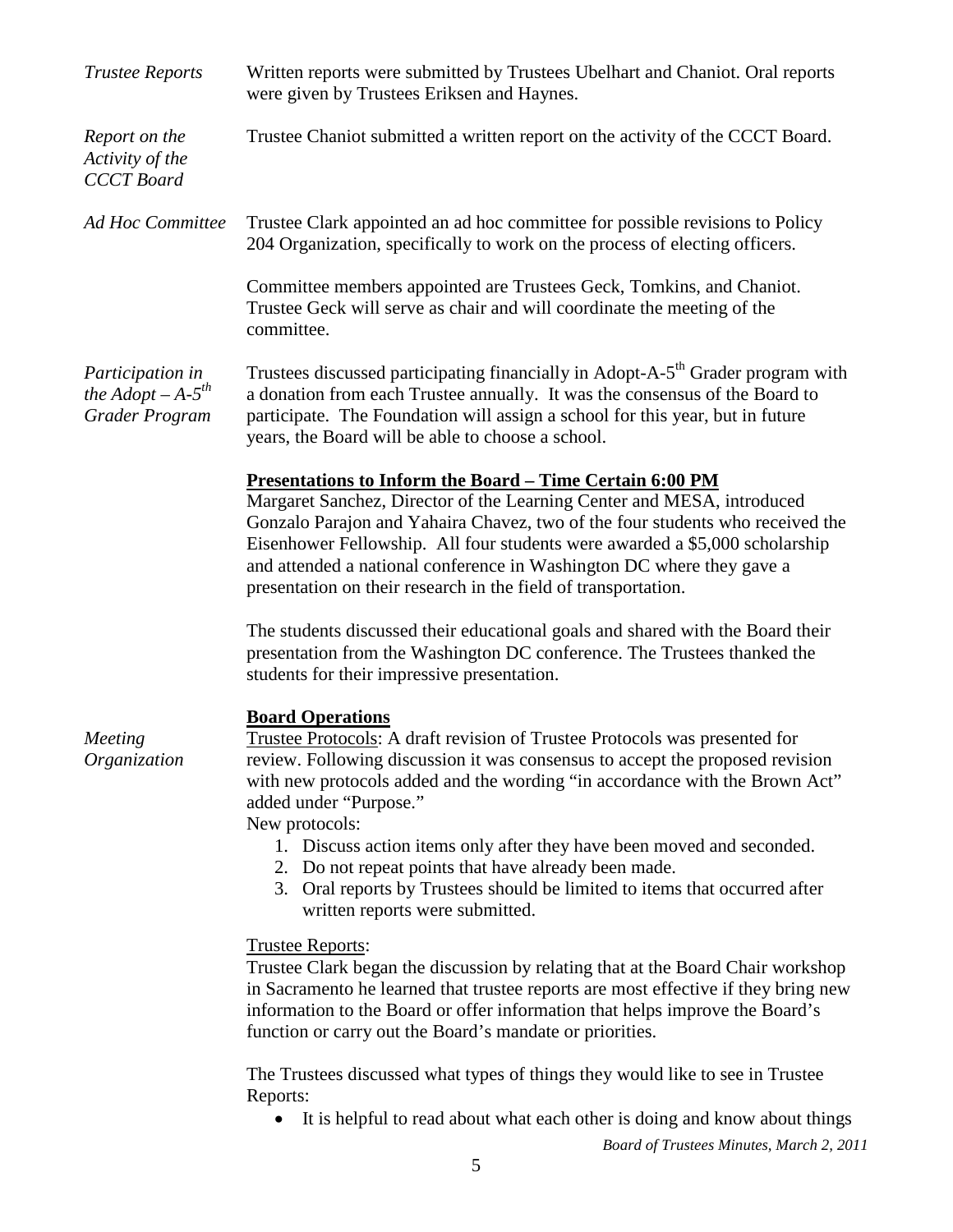*Trustee Reports* Written reports were submitted by Trustees Ubelhart and Chaniot. Oral reports were given by Trustees Eriksen and Haynes.

*Report on the Activity of the CCCT Board* Trustee Chaniot submitted a written report on the activity of the CCCT Board.

*Ad Hoc Committee* Trustee Clark appointed an ad hoc committee for possible revisions to Policy 204 Organization, specifically to work on the process of electing officers.

Committee members appointed are Trustees Geck, Tomkins, and Chaniot. Trustee Geck will serve as chair and will coordinate the meeting of the committee.

*Participation in the Adopt – A-5th Grader Program* Trustees discussed participating financially in Adopt-A-5th Grader program with a donation from each Trustee annually. It was the consensus of the Board to participate. The Foundation will assign a school for this year, but in future years, the Board will be able to choose a school.

**Presentations to Inform the Board – Time Certain 6:00 PM**

Margaret Sanchez, Director of the Learning Center and MESA, introduced Gonzalo Parajon and Yahaira Chavez, two of the four students who received the Eisenhower Fellowship. All four students were awarded a $5,000 scholarship and attended a national conference in Washington DC where they gave a presentation on their research in the field of transportation.

The students discussed their educational goals and shared with the Board their presentation from the Washington DC conference. The Trustees thanked the students for their impressive presentation.

**Board Operations**

*Meeting Organization* Trustee Protocols: A draft revision of Trustee Protocols was presented for review. Following discussion it was consensus to accept the proposed revision with new protocols added and the wording "in accordance with the Brown Act" added under "Purpose."

New protocols:

1. Discuss action items only after they have been moved and seconded.
2. Do not repeat points that have already been made.
3. Oral reports by Trustees should be limited to items that occurred after written reports were submitted.

Trustee Reports:

Trustee Clark began the discussion by relating that at the Board Chair workshop in Sacramento he learned that trustee reports are most effective if they bring new information to the Board or offer information that helps improve the Board's function or carry out the Board's mandate or priorities.

The Trustees discussed what types of things they would like to see in Trustee Reports:

- It is helpful to read about what each other is doing and know about things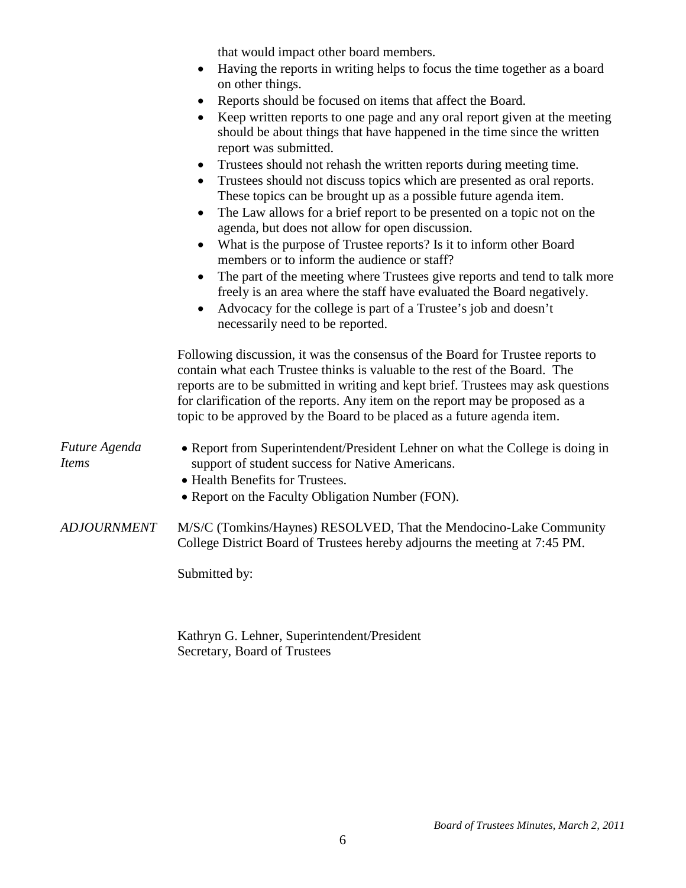that would impact other board members.

- Having the reports in writing helps to focus the time together as a board on other things.
- Reports should be focused on items that affect the Board.
- Keep written reports to one page and any oral report given at the meeting should be about things that have happened in the time since the written report was submitted.
- Trustees should not rehash the written reports during meeting time.
- Trustees should not discuss topics which are presented as oral reports. These topics can be brought up as a possible future agenda item.
- The Law allows for a brief report to be presented on a topic not on the agenda, but does not allow for open discussion.
- What is the purpose of Trustee reports? Is it to inform other Board members or to inform the audience or staff?
- The part of the meeting where Trustees give reports and tend to talk more freely is an area where the staff have evaluated the Board negatively.
- Advocacy for the college is part of a Trustee's job and doesn't necessarily need to be reported.

Following discussion, it was the consensus of the Board for Trustee reports to contain what each Trustee thinks is valuable to the rest of the Board. The reports are to be submitted in writing and kept brief. Trustees may ask questions for clarification of the reports. Any item on the report may be proposed as a topic to be approved by the Board to be placed as a future agenda item.

*Future Agenda Items*

- Report from Superintendent/President Lehner on what the College is doing in support of student success for Native Americans.
- Health Benefits for Trustees.
- Report on the Faculty Obligation Number (FON).

*ADJOURNMENT*

M/S/C (Tomkins/Haynes) RESOLVED, That the Mendocino-Lake Community College District Board of Trustees hereby adjourns the meeting at 7:45 PM.

Submitted by:

Kathryn G. Lehner, Superintendent/President
Secretary, Board of Trustees